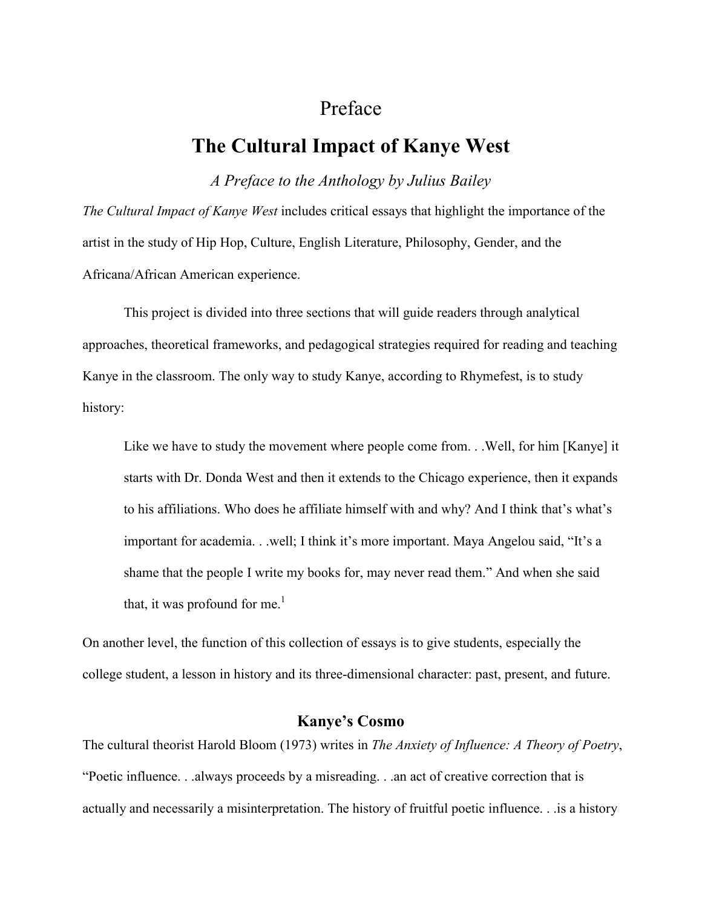# Preface

## The Cultural Impact of Kanye West

*A Preface to the Anthology by Julius Bailey*

*The Cultural Impact of Kanye West* includes critical essays that highlight the importance of the artist in the study of Hip Hop, Culture, English Literature, Philosophy, Gender, and the Africana/African American experience.

This project is divided into three sections that will guide readers through analytical approaches, theoretical frameworks, and pedagogical strategies required for reading and teaching Kanye in the classroom. The only way to study Kanye, according to Rhymefest, is to study history:

> Like we have to study the movement where people come from. . .Well, for him [Kanye] it starts with Dr. Donda West and then it extends to the Chicago experience, then it expands to his affiliations. Who does he affiliate himself with and why? And I think that's what's important for academia. . .well; I think it's more important. Maya Angelou said, "It's a shame that the people I write my books for, may never read them." And when she said that, it was profound for me.[1]

On another level, the function of this collection of essays is to give students, especially the college student, a lesson in history and its three-dimensional character: past, present, and future.

### Kanye's Cosmo

The cultural theorist Harold Bloom (1973) writes in *The Anxiety of Influence: A Theory of Poetry*, "Poetic influence. . .always proceeds by a misreading. . .an act of creative correction that is actually and necessarily a misinterpretation. The history of fruitful poetic influence. . .is a history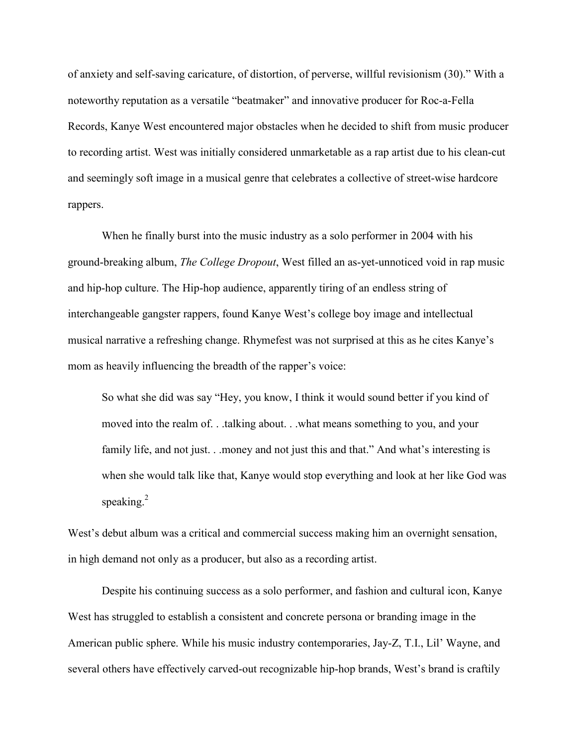of anxiety and self-saving caricature, of distortion, of perverse, willful revisionism (30)." With a noteworthy reputation as a versatile "beatmaker" and innovative producer for Roc-a-Fella Records, Kanye West encountered major obstacles when he decided to shift from music producer to recording artist. West was initially considered unmarketable as a rap artist due to his clean-cut and seemingly soft image in a musical genre that celebrates a collective of street-wise hardcore rappers.

When he finally burst into the music industry as a solo performer in 2004 with his ground-breaking album, *The College Dropout*, West filled an as-yet-unnoticed void in rap music and hip-hop culture. The Hip-hop audience, apparently tiring of an endless string of interchangeable gangster rappers, found Kanye West's college boy image and intellectual musical narrative a refreshing change. Rhymefest was not surprised at this as he cites Kanye's mom as heavily influencing the breadth of the rapper's voice:

> So what she did was say "Hey, you know, I think it would sound better if you kind of moved into the realm of. . .talking about. . .what means something to you, and your family life, and not just. . .money and not just this and that." And what's interesting is when she would talk like that, Kanye would stop everything and look at her like God was speaking.[2]

West's debut album was a critical and commercial success making him an overnight sensation, in high demand not only as a producer, but also as a recording artist.

Despite his continuing success as a solo performer, and fashion and cultural icon, Kanye West has struggled to establish a consistent and concrete persona or branding image in the American public sphere. While his music industry contemporaries, Jay-Z, T.I., Lil' Wayne, and several others have effectively carved-out recognizable hip-hop brands, West's brand is craftily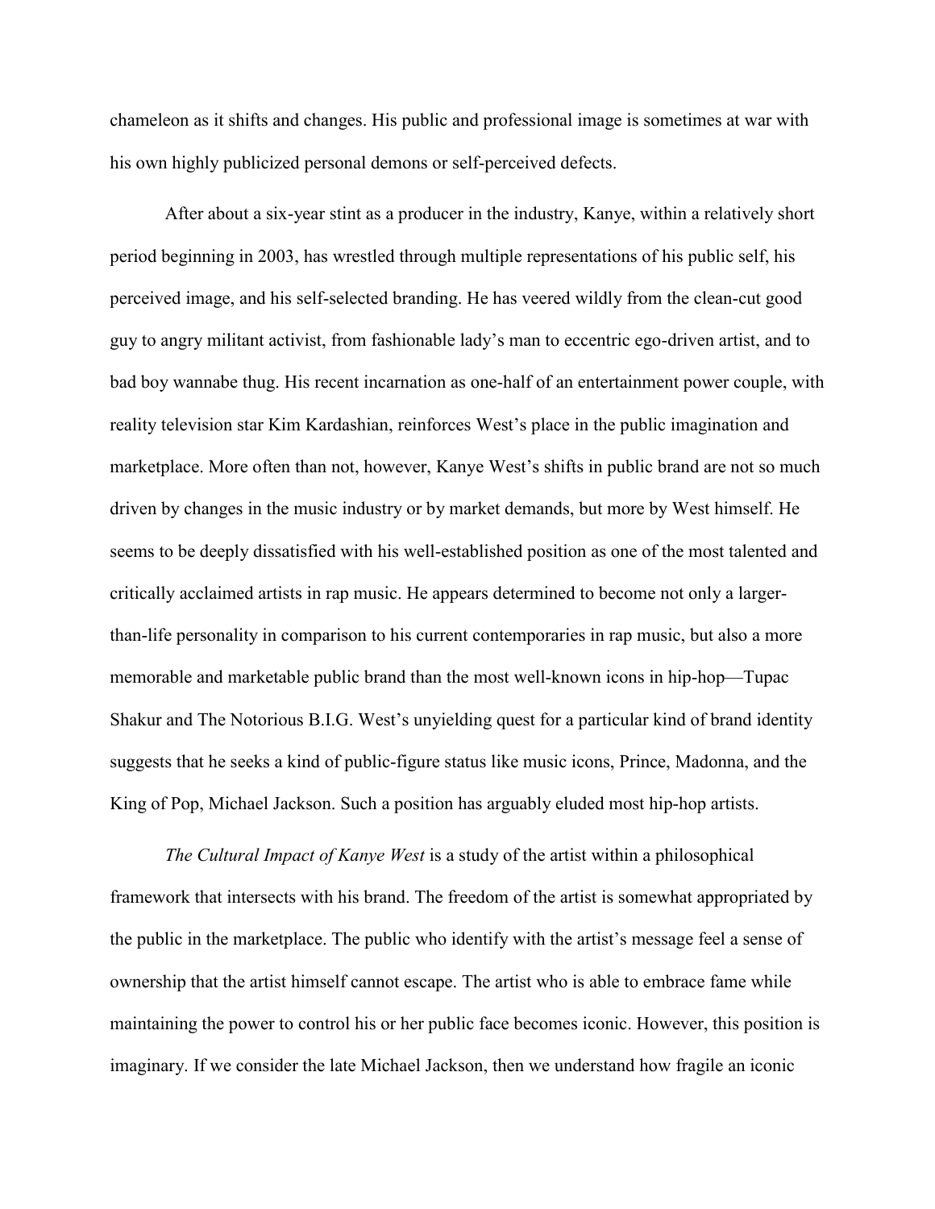chameleon as it shifts and changes. His public and professional image is sometimes at war with his own highly publicized personal demons or self-perceived defects.

After about a six-year stint as a producer in the industry, Kanye, within a relatively short period beginning in 2003, has wrestled through multiple representations of his public self, his perceived image, and his self-selected branding. He has veered wildly from the clean-cut good guy to angry militant activist, from fashionable lady's man to eccentric ego-driven artist, and to bad boy wannabe thug. His recent incarnation as one-half of an entertainment power couple, with reality television star Kim Kardashian, reinforces West's place in the public imagination and marketplace. More often than not, however, Kanye West's shifts in public brand are not so much driven by changes in the music industry or by market demands, but more by West himself. He seems to be deeply dissatisfied with his well-established position as one of the most talented and critically acclaimed artists in rap music. He appears determined to become not only a larger-than-life personality in comparison to his current contemporaries in rap music, but also a more memorable and marketable public brand than the most well-known icons in hip-hop—Tupac Shakur and The Notorious B.I.G. West's unyielding quest for a particular kind of brand identity suggests that he seeks a kind of public-figure status like music icons, Prince, Madonna, and the King of Pop, Michael Jackson. Such a position has arguably eluded most hip-hop artists.

*The Cultural Impact of Kanye West* is a study of the artist within a philosophical framework that intersects with his brand. The freedom of the artist is somewhat appropriated by the public in the marketplace. The public who identify with the artist's message feel a sense of ownership that the artist himself cannot escape. The artist who is able to embrace fame while maintaining the power to control his or her public face becomes iconic. However, this position is imaginary. If we consider the late Michael Jackson, then we understand how fragile an iconic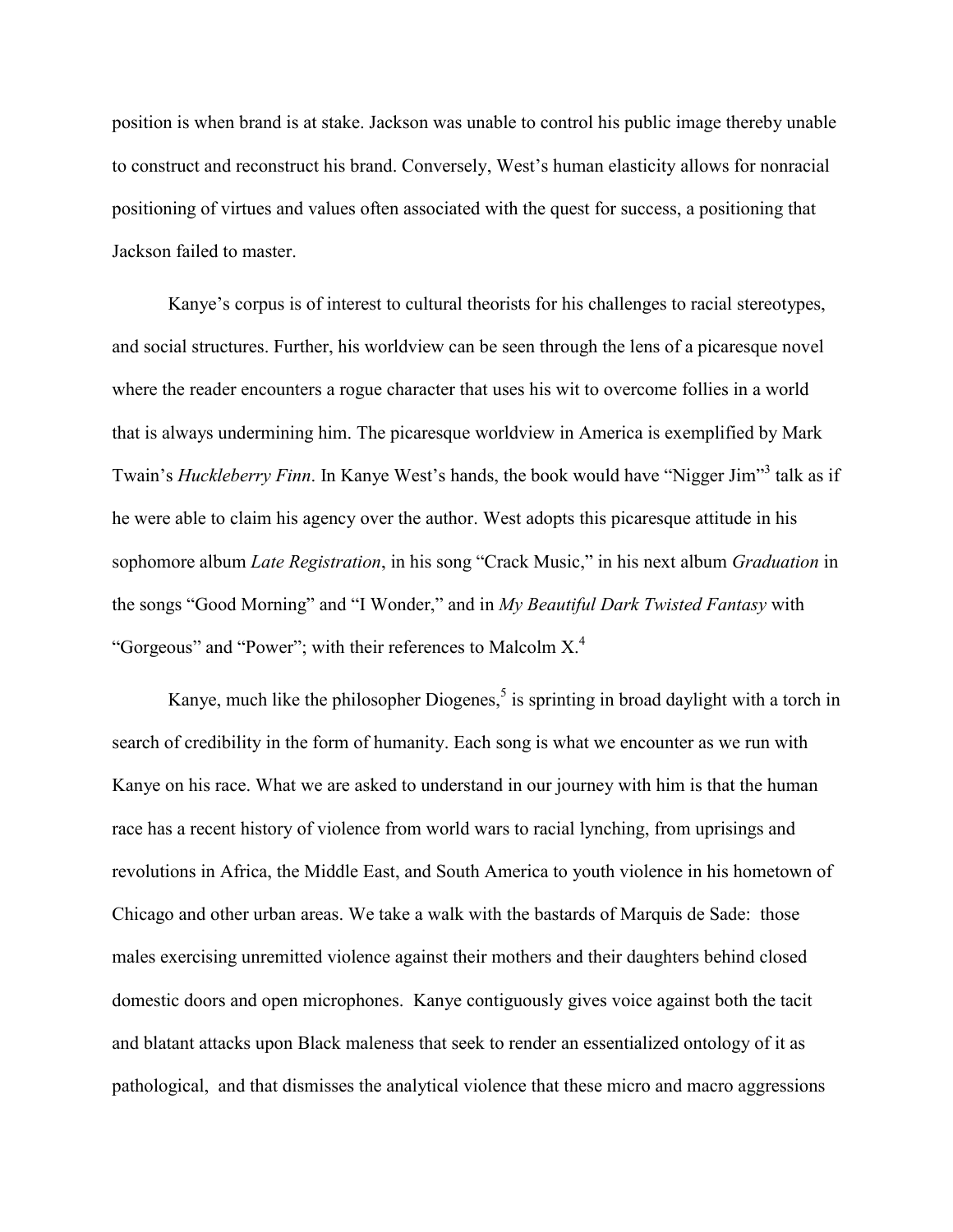position is when brand is at stake. Jackson was unable to control his public image thereby unable to construct and reconstruct his brand. Conversely, West's human elasticity allows for nonracial positioning of virtues and values often associated with the quest for success, a positioning that Jackson failed to master.

Kanye's corpus is of interest to cultural theorists for his challenges to racial stereotypes, and social structures. Further, his worldview can be seen through the lens of a picaresque novel where the reader encounters a rogue character that uses his wit to overcome follies in a world that is always undermining him. The picaresque worldview in America is exemplified by Mark Twain's *Huckleberry Finn*. In Kanye West's hands, the book would have "Nigger Jim"[3] talk as if he were able to claim his agency over the author. West adopts this picaresque attitude in his sophomore album *Late Registration*, in his song "Crack Music," in his next album *Graduation* in the songs "Good Morning" and "I Wonder," and in *My Beautiful Dark Twisted Fantasy* with "Gorgeous" and "Power"; with their references to Malcolm X.[4]

Kanye, much like the philosopher Diogenes,[5] is sprinting in broad daylight with a torch in search of credibility in the form of humanity. Each song is what we encounter as we run with Kanye on his race. What we are asked to understand in our journey with him is that the human race has a recent history of violence from world wars to racial lynching, from uprisings and revolutions in Africa, the Middle East, and South America to youth violence in his hometown of Chicago and other urban areas. We take a walk with the bastards of Marquis de Sade: those males exercising unremitted violence against their mothers and their daughters behind closed domestic doors and open microphones. Kanye contiguously gives voice against both the tacit and blatant attacks upon Black maleness that seek to render an essentialized ontology of it as pathological, and that dismisses the analytical violence that these micro and macro aggressions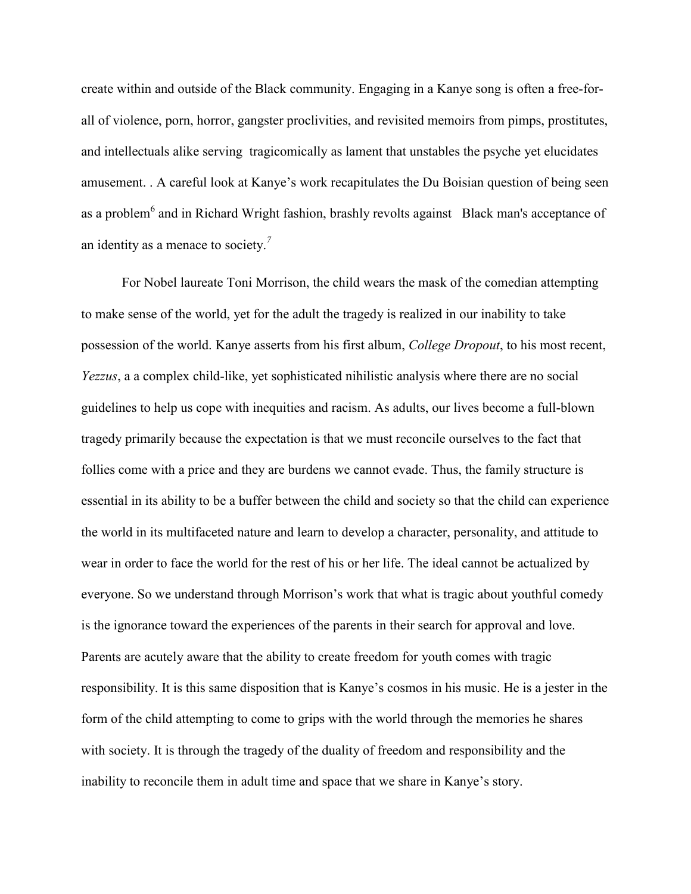create within and outside of the Black community. Engaging in a Kanye song is often a free-for-all of violence, porn, horror, gangster proclivities, and revisited memoirs from pimps, prostitutes, and intellectuals alike serving tragicomically as lament that unstables the psyche yet elucidates amusement. . A careful look at Kanye's work recapitulates the Du Boisian question of being seen as a problem[6] and in Richard Wright fashion, brashly revolts against Black man's acceptance of an identity as a menace to society.[7]

For Nobel laureate Toni Morrison, the child wears the mask of the comedian attempting to make sense of the world, yet for the adult the tragedy is realized in our inability to take possession of the world. Kanye asserts from his first album, *College Dropout*, to his most recent, *Yezzus*, a a complex child-like, yet sophisticated nihilistic analysis where there are no social guidelines to help us cope with inequities and racism. As adults, our lives become a full-blown tragedy primarily because the expectation is that we must reconcile ourselves to the fact that follies come with a price and they are burdens we cannot evade. Thus, the family structure is essential in its ability to be a buffer between the child and society so that the child can experience the world in its multifaceted nature and learn to develop a character, personality, and attitude to wear in order to face the world for the rest of his or her life. The ideal cannot be actualized by everyone. So we understand through Morrison's work that what is tragic about youthful comedy is the ignorance toward the experiences of the parents in their search for approval and love. Parents are acutely aware that the ability to create freedom for youth comes with tragic responsibility. It is this same disposition that is Kanye's cosmos in his music. He is a jester in the form of the child attempting to come to grips with the world through the memories he shares with society. It is through the tragedy of the duality of freedom and responsibility and the inability to reconcile them in adult time and space that we share in Kanye's story.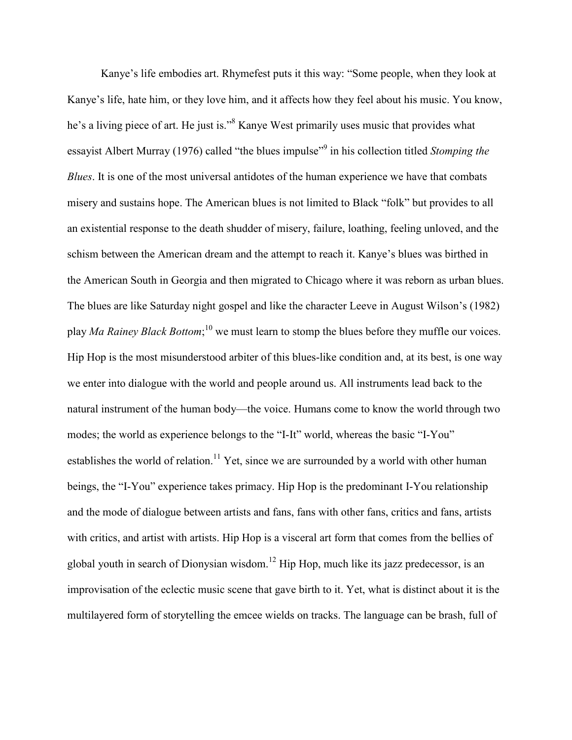Kanye's life embodies art. Rhymefest puts it this way: "Some people, when they look at Kanye's life, hate him, or they love him, and it affects how they feel about his music. You know, he's a living piece of art. He just is."[8] Kanye West primarily uses music that provides what essayist Albert Murray (1976) called "the blues impulse"[9] in his collection titled *Stomping the Blues*. It is one of the most universal antidotes of the human experience we have that combats misery and sustains hope. The American blues is not limited to Black "folk" but provides to all an existential response to the death shudder of misery, failure, loathing, feeling unloved, and the schism between the American dream and the attempt to reach it. Kanye's blues was birthed in the American South in Georgia and then migrated to Chicago where it was reborn as urban blues. The blues are like Saturday night gospel and like the character Leeve in August Wilson's (1982) play *Ma Rainey Black Bottom*;[10] we must learn to stomp the blues before they muffle our voices. Hip Hop is the most misunderstood arbiter of this blues-like condition and, at its best, is one way we enter into dialogue with the world and people around us. All instruments lead back to the natural instrument of the human body—the voice. Humans come to know the world through two modes; the world as experience belongs to the "I-It" world, whereas the basic "I-You" establishes the world of relation.[11] Yet, since we are surrounded by a world with other human beings, the "I-You" experience takes primacy. Hip Hop is the predominant I-You relationship and the mode of dialogue between artists and fans, fans with other fans, critics and fans, artists with critics, and artist with artists. Hip Hop is a visceral art form that comes from the bellies of global youth in search of Dionysian wisdom.[12] Hip Hop, much like its jazz predecessor, is an improvisation of the eclectic music scene that gave birth to it. Yet, what is distinct about it is the multilayered form of storytelling the emcee wields on tracks. The language can be brash, full of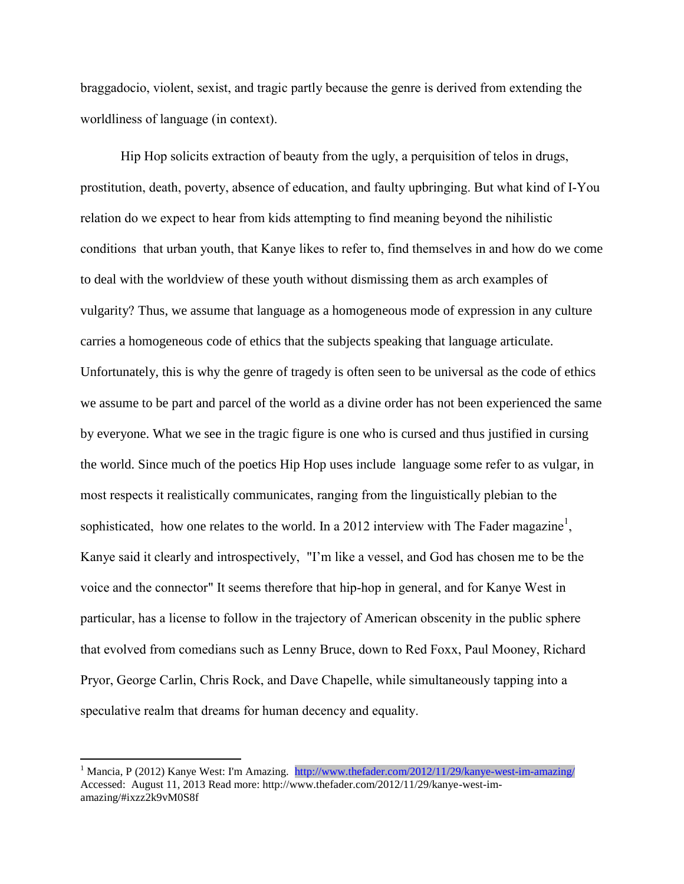braggadocio, violent, sexist, and tragic partly because the genre is derived from extending the worldliness of language (in context).

Hip Hop solicits extraction of beauty from the ugly, a perquisition of telos in drugs, prostitution, death, poverty, absence of education, and faulty upbringing. But what kind of I-You relation do we expect to hear from kids attempting to find meaning beyond the nihilistic conditions that urban youth, that Kanye likes to refer to, find themselves in and how do we come to deal with the worldview of these youth without dismissing them as arch examples of vulgarity? Thus, we assume that language as a homogeneous mode of expression in any culture carries a homogeneous code of ethics that the subjects speaking that language articulate. Unfortunately, this is why the genre of tragedy is often seen to be universal as the code of ethics we assume to be part and parcel of the world as a divine order has not been experienced the same by everyone. What we see in the tragic figure is one who is cursed and thus justified in cursing the world. Since much of the poetics Hip Hop uses include language some refer to as vulgar, in most respects it realistically communicates, ranging from the linguistically plebian to the sophisticated, how one relates to the world. In a 2012 interview with The Fader magazine[1], Kanye said it clearly and introspectively, "I'm like a vessel, and God has chosen me to be the voice and the connector" It seems therefore that hip-hop in general, and for Kanye West in particular, has a license to follow in the trajectory of American obscenity in the public sphere that evolved from comedians such as Lenny Bruce, down to Red Foxx, Paul Mooney, Richard Pryor, George Carlin, Chris Rock, and Dave Chapelle, while simultaneously tapping into a speculative realm that dreams for human decency and equality.

---

[1] Mancia, P (2012) Kanye West: I'm Amazing. http://www.thefader.com/2012/11/29/kanye-west-im-amazing/ Accessed: August 11, 2013 Read more: http://www.thefader.com/2012/11/29/kanye-west-im-amazing/#ixzz2k9vM0S8f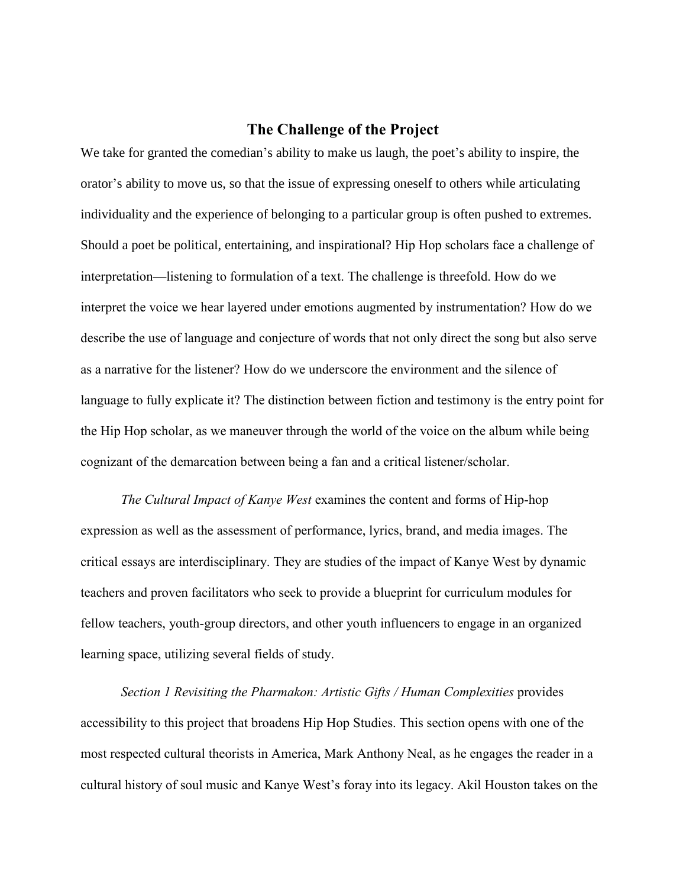## The Challenge of the Project

We take for granted the comedian's ability to make us laugh, the poet's ability to inspire, the orator's ability to move us, so that the issue of expressing oneself to others while articulating individuality and the experience of belonging to a particular group is often pushed to extremes. Should a poet be political, entertaining, and inspirational? Hip Hop scholars face a challenge of interpretation—listening to formulation of a text. The challenge is threefold. How do we interpret the voice we hear layered under emotions augmented by instrumentation? How do we describe the use of language and conjecture of words that not only direct the song but also serve as a narrative for the listener? How do we underscore the environment and the silence of language to fully explicate it? The distinction between fiction and testimony is the entry point for the Hip Hop scholar, as we maneuver through the world of the voice on the album while being cognizant of the demarcation between being a fan and a critical listener/scholar.

*The Cultural Impact of Kanye West* examines the content and forms of Hip-hop expression as well as the assessment of performance, lyrics, brand, and media images. The critical essays are interdisciplinary. They are studies of the impact of Kanye West by dynamic teachers and proven facilitators who seek to provide a blueprint for curriculum modules for fellow teachers, youth-group directors, and other youth influencers to engage in an organized learning space, utilizing several fields of study.

*Section 1 Revisiting the Pharmakon: Artistic Gifts / Human Complexities* provides accessibility to this project that broadens Hip Hop Studies. This section opens with one of the most respected cultural theorists in America, Mark Anthony Neal, as he engages the reader in a cultural history of soul music and Kanye West's foray into its legacy. Akil Houston takes on the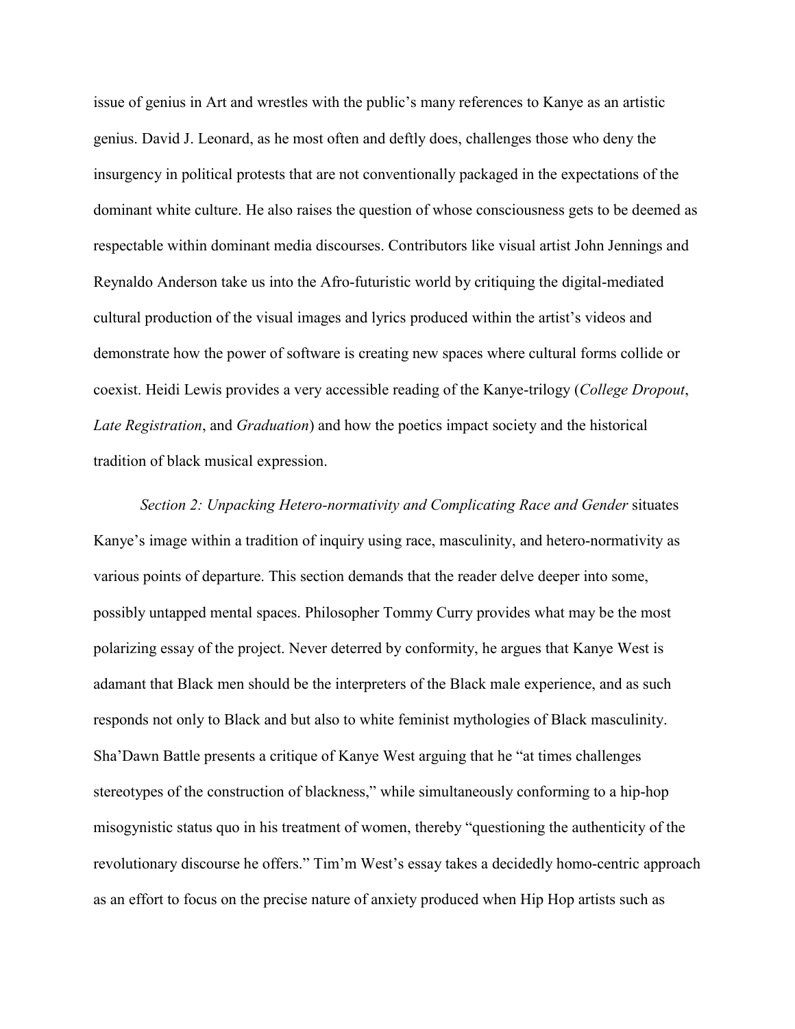issue of genius in Art and wrestles with the public's many references to Kanye as an artistic genius. David J. Leonard, as he most often and deftly does, challenges those who deny the insurgency in political protests that are not conventionally packaged in the expectations of the dominant white culture. He also raises the question of whose consciousness gets to be deemed as respectable within dominant media discourses. Contributors like visual artist John Jennings and Reynaldo Anderson take us into the Afro-futuristic world by critiquing the digital-mediated cultural production of the visual images and lyrics produced within the artist's videos and demonstrate how the power of software is creating new spaces where cultural forms collide or coexist. Heidi Lewis provides a very accessible reading of the Kanye-trilogy (*College Dropout*, *Late Registration*, and *Graduation*) and how the poetics impact society and the historical tradition of black musical expression.

*Section 2: Unpacking Hetero-normativity and Complicating Race and Gender* situates Kanye's image within a tradition of inquiry using race, masculinity, and hetero-normativity as various points of departure. This section demands that the reader delve deeper into some, possibly untapped mental spaces. Philosopher Tommy Curry provides what may be the most polarizing essay of the project. Never deterred by conformity, he argues that Kanye West is adamant that Black men should be the interpreters of the Black male experience, and as such responds not only to Black and but also to white feminist mythologies of Black masculinity. Sha'Dawn Battle presents a critique of Kanye West arguing that he "at times challenges stereotypes of the construction of blackness," while simultaneously conforming to a hip-hop misogynistic status quo in his treatment of women, thereby "questioning the authenticity of the revolutionary discourse he offers." Tim'm West's essay takes a decidedly homo-centric approach as an effort to focus on the precise nature of anxiety produced when Hip Hop artists such as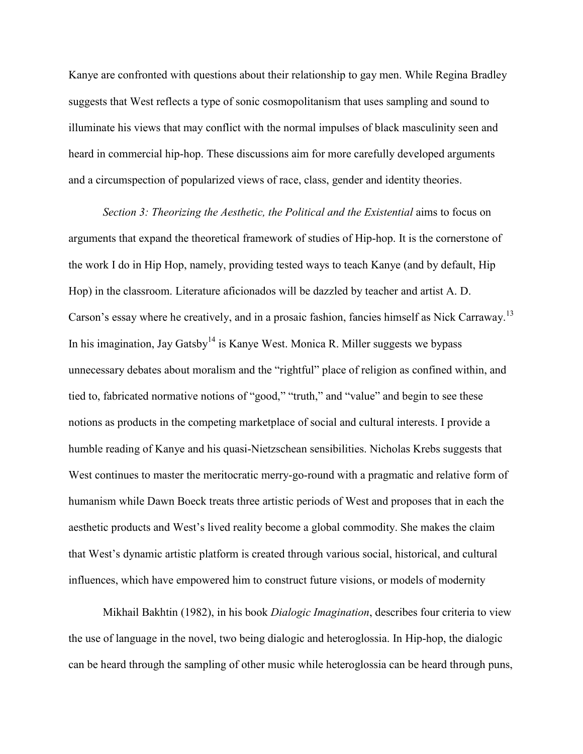Kanye are confronted with questions about their relationship to gay men. While Regina Bradley suggests that West reflects a type of sonic cosmopolitanism that uses sampling and sound to illuminate his views that may conflict with the normal impulses of black masculinity seen and heard in commercial hip-hop. These discussions aim for more carefully developed arguments and a circumspection of popularized views of race, class, gender and identity theories.

*Section 3: Theorizing the Aesthetic, the Political and the Existential* aims to focus on arguments that expand the theoretical framework of studies of Hip-hop. It is the cornerstone of the work I do in Hip Hop, namely, providing tested ways to teach Kanye (and by default, Hip Hop) in the classroom. Literature aficionados will be dazzled by teacher and artist A. D. Carson's essay where he creatively, and in a prosaic fashion, fancies himself as Nick Carraway.[13] In his imagination, Jay Gatsby[14] is Kanye West. Monica R. Miller suggests we bypass unnecessary debates about moralism and the "rightful" place of religion as confined within, and tied to, fabricated normative notions of "good," "truth," and "value" and begin to see these notions as products in the competing marketplace of social and cultural interests. I provide a humble reading of Kanye and his quasi-Nietzschean sensibilities. Nicholas Krebs suggests that West continues to master the meritocratic merry-go-round with a pragmatic and relative form of humanism while Dawn Boeck treats three artistic periods of West and proposes that in each the aesthetic products and West's lived reality become a global commodity. She makes the claim that West's dynamic artistic platform is created through various social, historical, and cultural influences, which have empowered him to construct future visions, or models of modernity

Mikhail Bakhtin (1982), in his book *Dialogic Imagination*, describes four criteria to view the use of language in the novel, two being dialogic and heteroglossia. In Hip-hop, the dialogic can be heard through the sampling of other music while heteroglossia can be heard through puns,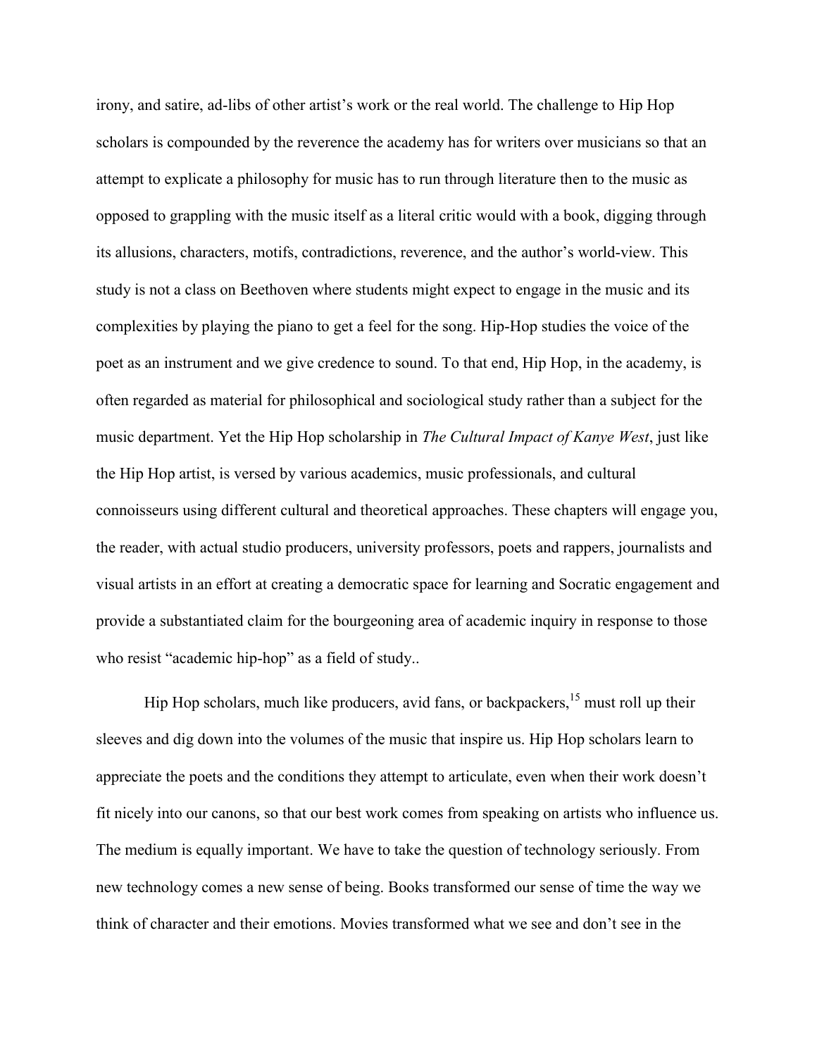irony, and satire, ad-libs of other artist's work or the real world. The challenge to Hip Hop scholars is compounded by the reverence the academy has for writers over musicians so that an attempt to explicate a philosophy for music has to run through literature then to the music as opposed to grappling with the music itself as a literal critic would with a book, digging through its allusions, characters, motifs, contradictions, reverence, and the author's world-view. This study is not a class on Beethoven where students might expect to engage in the music and its complexities by playing the piano to get a feel for the song. Hip-Hop studies the voice of the poet as an instrument and we give credence to sound. To that end, Hip Hop, in the academy, is often regarded as material for philosophical and sociological study rather than a subject for the music department. Yet the Hip Hop scholarship in *The Cultural Impact of Kanye West*, just like the Hip Hop artist, is versed by various academics, music professionals, and cultural connoisseurs using different cultural and theoretical approaches. These chapters will engage you, the reader, with actual studio producers, university professors, poets and rappers, journalists and visual artists in an effort at creating a democratic space for learning and Socratic engagement and provide a substantiated claim for the bourgeoning area of academic inquiry in response to those who resist "academic hip-hop" as a field of study..

Hip Hop scholars, much like producers, avid fans, or backpackers,[15] must roll up their sleeves and dig down into the volumes of the music that inspire us. Hip Hop scholars learn to appreciate the poets and the conditions they attempt to articulate, even when their work doesn't fit nicely into our canons, so that our best work comes from speaking on artists who influence us. The medium is equally important. We have to take the question of technology seriously. From new technology comes a new sense of being. Books transformed our sense of time the way we think of character and their emotions. Movies transformed what we see and don't see in the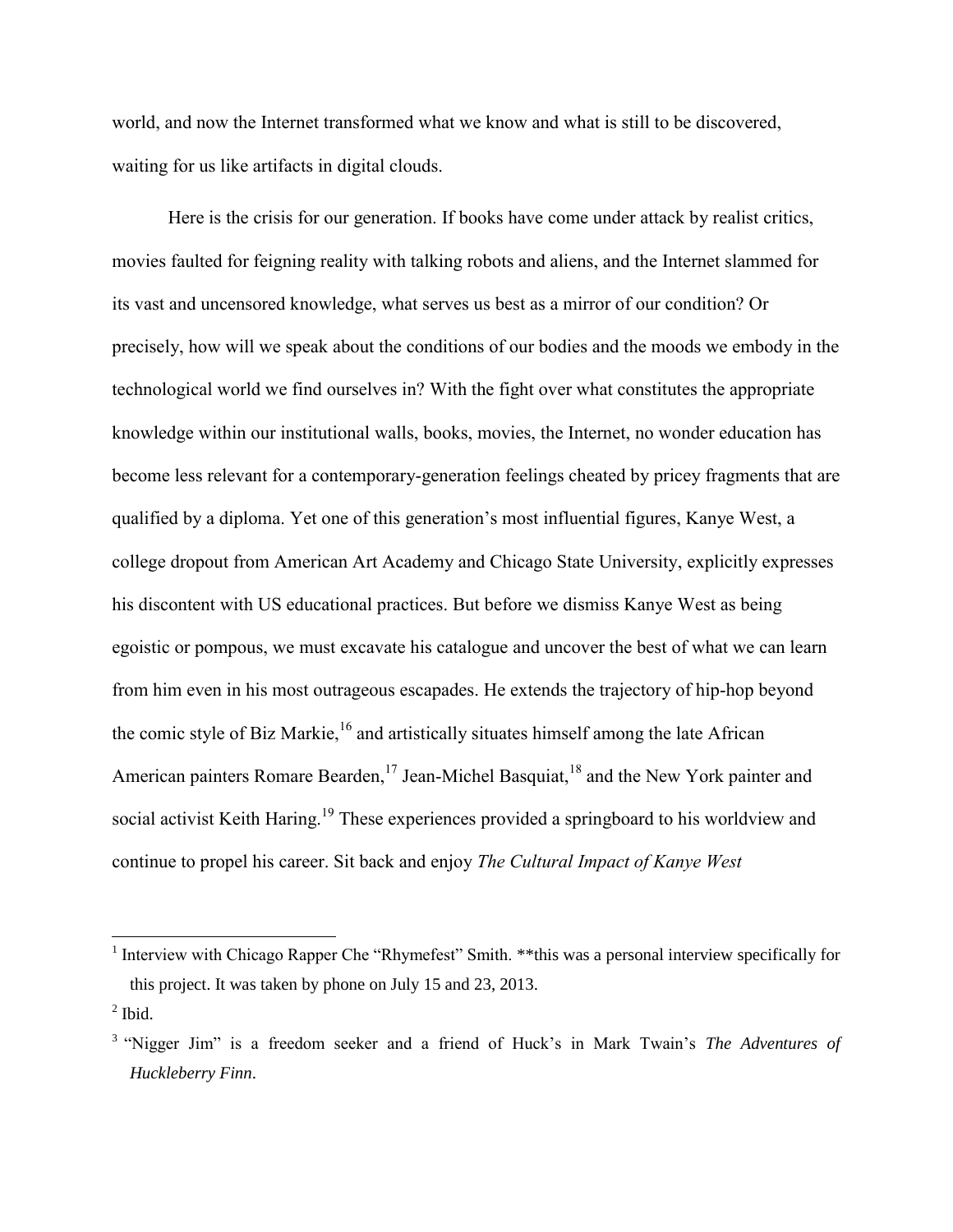world, and now the Internet transformed what we know and what is still to be discovered, waiting for us like artifacts in digital clouds.

Here is the crisis for our generation. If books have come under attack by realist critics, movies faulted for feigning reality with talking robots and aliens, and the Internet slammed for its vast and uncensored knowledge, what serves us best as a mirror of our condition? Or precisely, how will we speak about the conditions of our bodies and the moods we embody in the technological world we find ourselves in? With the fight over what constitutes the appropriate knowledge within our institutional walls, books, movies, the Internet, no wonder education has become less relevant for a contemporary-generation feelings cheated by pricey fragments that are qualified by a diploma. Yet one of this generation's most influential figures, Kanye West, a college dropout from American Art Academy and Chicago State University, explicitly expresses his discontent with US educational practices. But before we dismiss Kanye West as being egoistic or pompous, we must excavate his catalogue and uncover the best of what we can learn from him even in his most outrageous escapades. He extends the trajectory of hip-hop beyond the comic style of Biz Markie,[16] and artistically situates himself among the late African American painters Romare Bearden,[17] Jean-Michel Basquiat,[18] and the New York painter and social activist Keith Haring.[19] These experiences provided a springboard to his worldview and continue to propel his career. Sit back and enjoy *The Cultural Impact of Kanye West*

---

[1] Interview with Chicago Rapper Che "Rhymefest" Smith. **this was a personal interview specifically for this project. It was taken by phone on July 15 and 23, 2013.

[2] Ibid.

[3] "Nigger Jim" is a freedom seeker and a friend of Huck's in Mark Twain's *The Adventures of Huckleberry Finn*.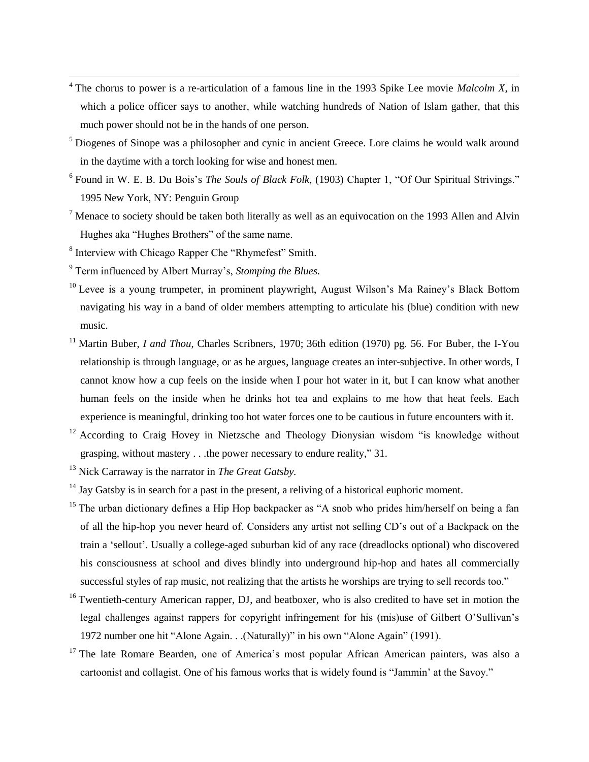[4] The chorus to power is a re-articulation of a famous line in the 1993 Spike Lee movie *Malcolm X*, in which a police officer says to another, while watching hundreds of Nation of Islam gather, that this much power should not be in the hands of one person.

[5] Diogenes of Sinope was a philosopher and cynic in ancient Greece. Lore claims he would walk around in the daytime with a torch looking for wise and honest men.

[6] Found in W. E. B. Du Bois's *The Souls of Black Folk*, (1903) Chapter 1, "Of Our Spiritual Strivings." 1995 New York, NY: Penguin Group

[7] Menace to society should be taken both literally as well as an equivocation on the 1993 Allen and Alvin Hughes aka "Hughes Brothers" of the same name.

[8] Interview with Chicago Rapper Che "Rhymefest" Smith.

[9] Term influenced by Albert Murray's, *Stomping the Blues.*

[10] Levee is a young trumpeter, in prominent playwright, August Wilson's Ma Rainey's Black Bottom navigating his way in a band of older members attempting to articulate his (blue) condition with new music.

[11] Martin Buber, *I and Thou*, Charles Scribners, 1970; 36th edition (1970) pg. 56. For Buber, the I-You relationship is through language, or as he argues, language creates an inter-subjective. In other words, I cannot know how a cup feels on the inside when I pour hot water in it, but I can know what another human feels on the inside when he drinks hot tea and explains to me how that heat feels. Each experience is meaningful, drinking too hot water forces one to be cautious in future encounters with it.

[12] According to Craig Hovey in Nietzsche and Theology Dionysian wisdom "is knowledge without grasping, without mastery . . .the power necessary to endure reality," 31.

[13] Nick Carraway is the narrator in *The Great Gatsby.*

[14] Jay Gatsby is in search for a past in the present, a reliving of a historical euphoric moment.

[15] The urban dictionary defines a Hip Hop backpacker as "A snob who prides him/herself on being a fan of all the hip-hop you never heard of. Considers any artist not selling CD's out of a Backpack on the train a 'sellout'. Usually a college-aged suburban kid of any race (dreadlocks optional) who discovered his consciousness at school and dives blindly into underground hip-hop and hates all commercially successful styles of rap music, not realizing that the artists he worships are trying to sell records too."

[16] Twentieth-century American rapper, DJ, and beatboxer, who is also credited to have set in motion the legal challenges against rappers for copyright infringement for his (mis)use of Gilbert O'Sullivan's 1972 number one hit "Alone Again. . .(Naturally)" in his own "Alone Again" (1991).

[17] The late Romare Bearden, one of America's most popular African American painters, was also a cartoonist and collagist. One of his famous works that is widely found is "Jammin' at the Savoy."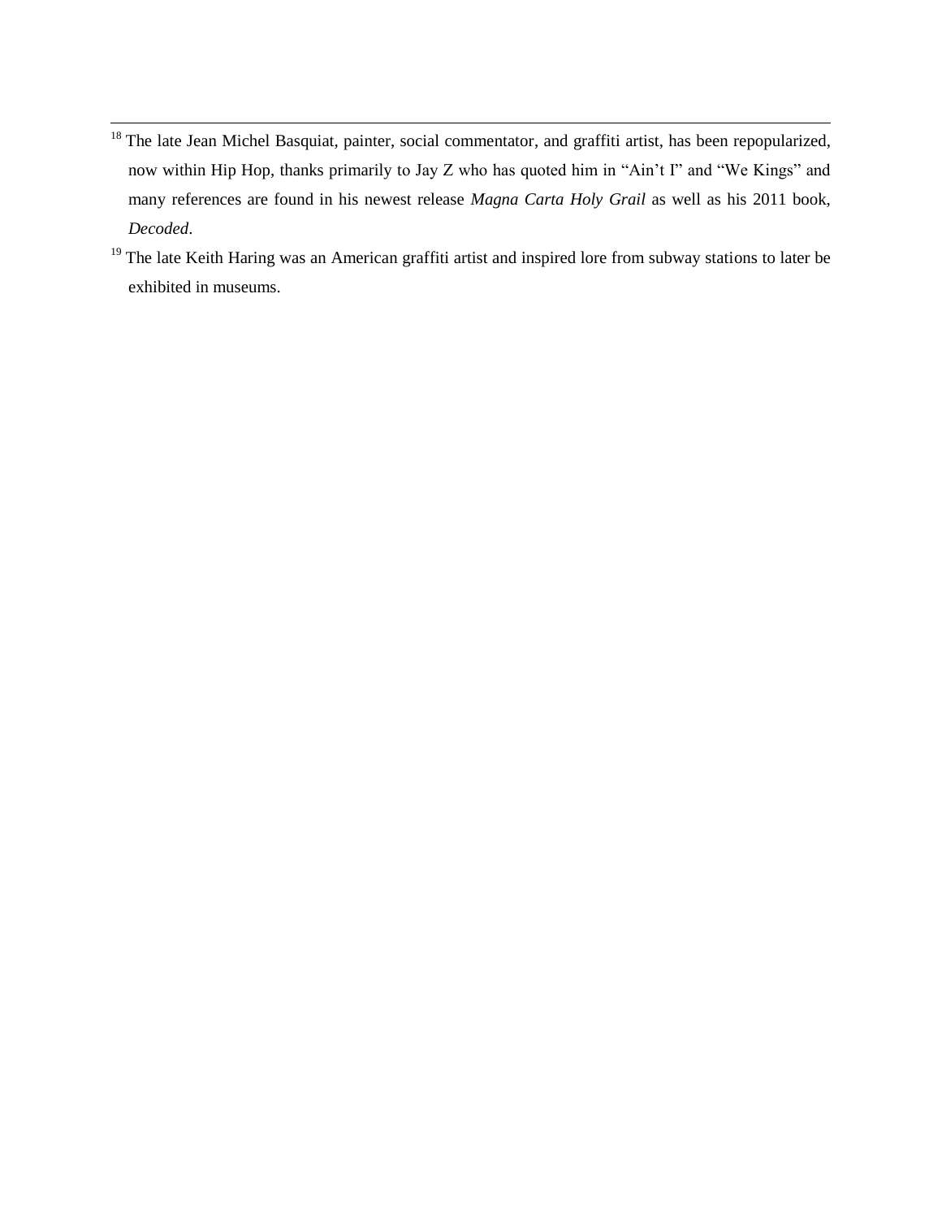[18] The late Jean Michel Basquiat, painter, social commentator, and graffiti artist, has been repopularized, now within Hip Hop, thanks primarily to Jay Z who has quoted him in "Ain't I" and "We Kings" and many references are found in his newest release *Magna Carta Holy Grail* as well as his 2011 book, *Decoded*.

[19] The late Keith Haring was an American graffiti artist and inspired lore from subway stations to later be exhibited in museums.